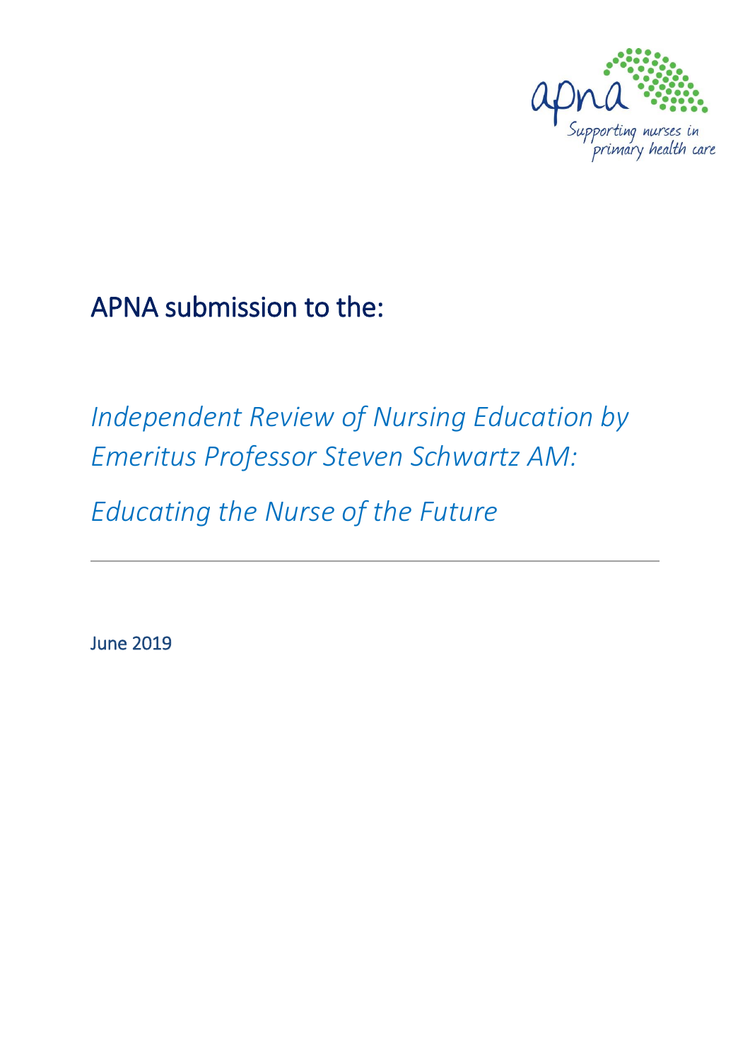apna

Supporting nurses in primary health care

# APNA submission to the:

## *Independent Review of Nursing Education by Emeritus Professor Steven Schwartz AM:*

## *Educating the Nurse of the Future*

---

June 2019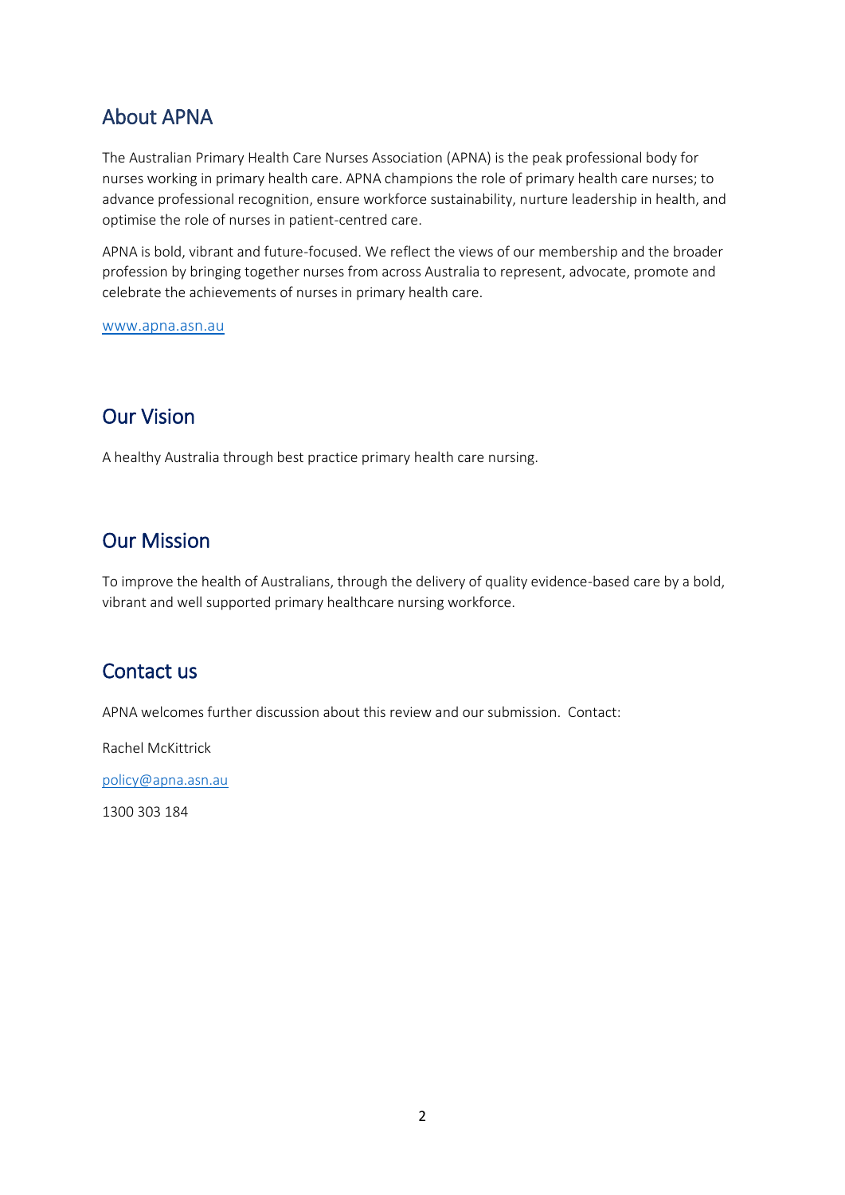## About APNA

The Australian Primary Health Care Nurses Association (APNA) is the peak professional body for nurses working in primary health care. APNA champions the role of primary health care nurses; to advance professional recognition, ensure workforce sustainability, nurture leadership in health, and optimise the role of nurses in patient-centred care.

APNA is bold, vibrant and future-focused. We reflect the views of our membership and the broader profession by bringing together nurses from across Australia to represent, advocate, promote and celebrate the achievements of nurses in primary health care.

[www.apna.asn.au](http://www.apna.asn.au)

## Our Vision

A healthy Australia through best practice primary health care nursing.

## Our Mission

To improve the health of Australians, through the delivery of quality evidence-based care by a bold, vibrant and well supported primary healthcare nursing workforce.

## Contact us

APNA welcomes further discussion about this review and our submission. Contact:

Rachel McKittrick

[policy@apna.asn.au](mailto:policy@apna.asn.au)

1300 303 184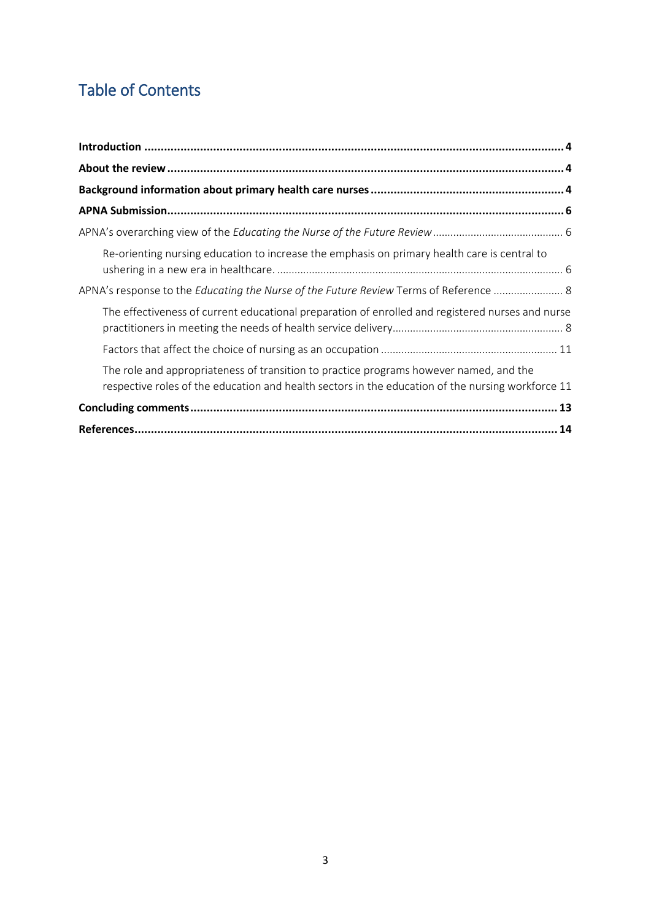# Table of Contents

**Introduction** .......... **4**

**About the review** .......... **4**

**Background information about primary health care nurses** .......... **4**

**APNA Submission** .......... **6**

APNA's overarching view of the *Educating the Nurse of the Future Review* .......... 6

- Re-orienting nursing education to increase the emphasis on primary health care is central to ushering in a new era in healthcare. .......... 6

APNA's response to the *Educating the Nurse of the Future Review* Terms of Reference .......... 8

- The effectiveness of current educational preparation of enrolled and registered nurses and nurse practitioners in meeting the needs of health service delivery .......... 8
- Factors that affect the choice of nursing as an occupation .......... 11
- The role and appropriateness of transition to practice programs however named, and the respective roles of the education and health sectors in the education of the nursing workforce 11

**Concluding comments** .......... **13**

**References** .......... **14**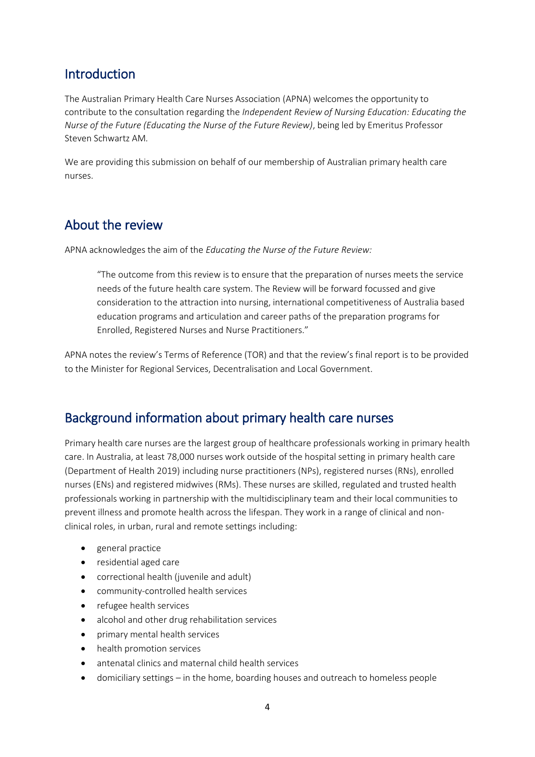## Introduction

The Australian Primary Health Care Nurses Association (APNA) welcomes the opportunity to contribute to the consultation regarding the *Independent Review of Nursing Education: Educating the Nurse of the Future (Educating the Nurse of the Future Review)*, being led by Emeritus Professor Steven Schwartz AM.

We are providing this submission on behalf of our membership of Australian primary health care nurses.

## About the review

APNA acknowledges the aim of the *Educating the Nurse of the Future Review:*

> "The outcome from this review is to ensure that the preparation of nurses meets the service needs of the future health care system. The Review will be forward focussed and give consideration to the attraction into nursing, international competitiveness of Australia based education programs and articulation and career paths of the preparation programs for Enrolled, Registered Nurses and Nurse Practitioners."

APNA notes the review's Terms of Reference (TOR) and that the review's final report is to be provided to the Minister for Regional Services, Decentralisation and Local Government.

## Background information about primary health care nurses

Primary health care nurses are the largest group of healthcare professionals working in primary health care. In Australia, at least 78,000 nurses work outside of the hospital setting in primary health care (Department of Health 2019) including nurse practitioners (NPs), registered nurses (RNs), enrolled nurses (ENs) and registered midwives (RMs). These nurses are skilled, regulated and trusted health professionals working in partnership with the multidisciplinary team and their local communities to prevent illness and promote health across the lifespan. They work in a range of clinical and non-clinical roles, in urban, rural and remote settings including:

- general practice
- residential aged care
- correctional health (juvenile and adult)
- community-controlled health services
- refugee health services
- alcohol and other drug rehabilitation services
- primary mental health services
- health promotion services
- antenatal clinics and maternal child health services
- domiciliary settings – in the home, boarding houses and outreach to homeless people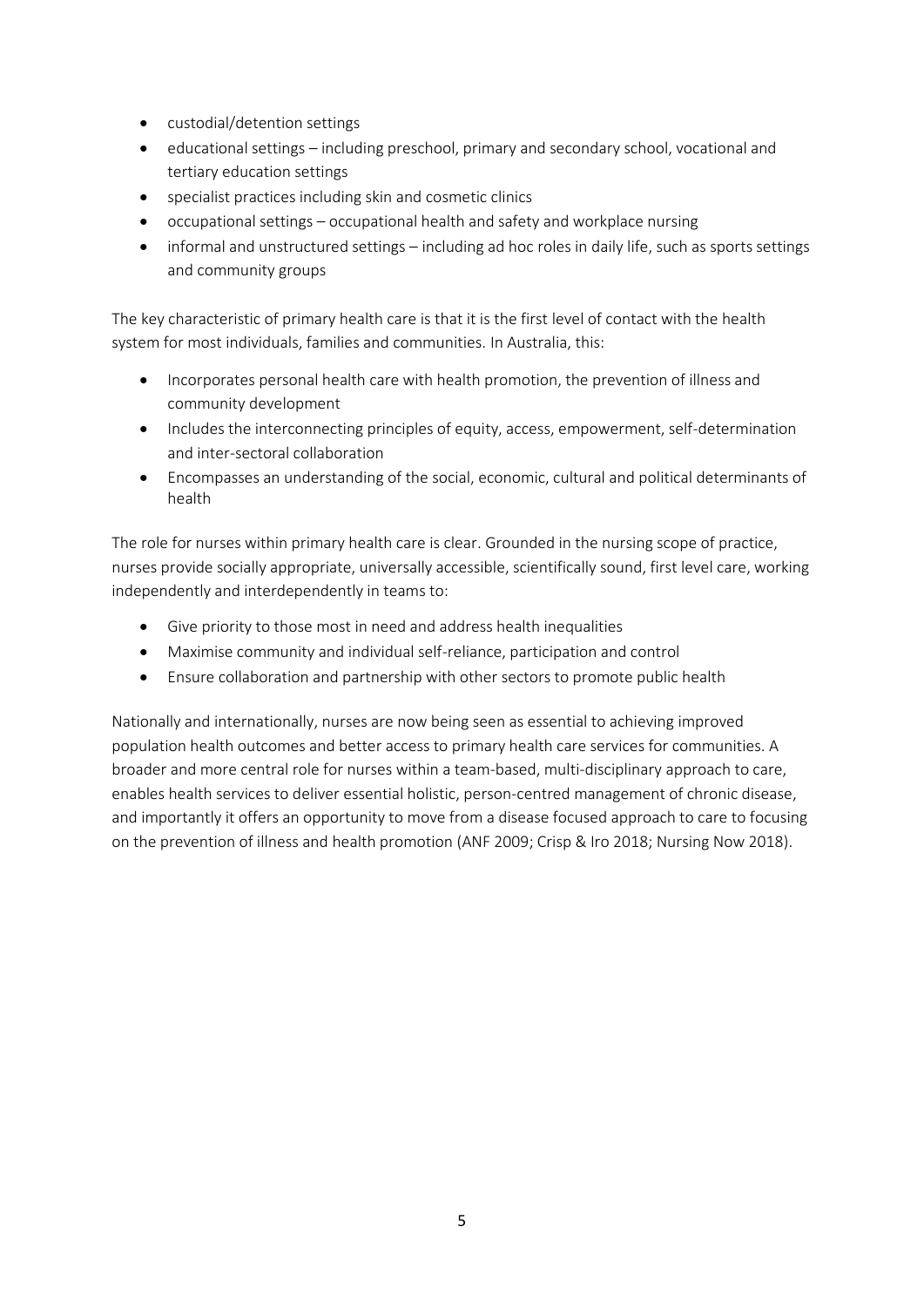- custodial/detention settings
- educational settings – including preschool, primary and secondary school, vocational and tertiary education settings
- specialist practices including skin and cosmetic clinics
- occupational settings – occupational health and safety and workplace nursing
- informal and unstructured settings – including ad hoc roles in daily life, such as sports settings and community groups

The key characteristic of primary health care is that it is the first level of contact with the health system for most individuals, families and communities. In Australia, this:

- Incorporates personal health care with health promotion, the prevention of illness and community development
- Includes the interconnecting principles of equity, access, empowerment, self-determination and inter-sectoral collaboration
- Encompasses an understanding of the social, economic, cultural and political determinants of health

The role for nurses within primary health care is clear. Grounded in the nursing scope of practice, nurses provide socially appropriate, universally accessible, scientifically sound, first level care, working independently and interdependently in teams to:

- Give priority to those most in need and address health inequalities
- Maximise community and individual self-reliance, participation and control
- Ensure collaboration and partnership with other sectors to promote public health

Nationally and internationally, nurses are now being seen as essential to achieving improved population health outcomes and better access to primary health care services for communities. A broader and more central role for nurses within a team-based, multi-disciplinary approach to care, enables health services to deliver essential holistic, person-centred management of chronic disease, and importantly it offers an opportunity to move from a disease focused approach to care to focusing on the prevention of illness and health promotion (ANF 2009; Crisp & Iro 2018; Nursing Now 2018).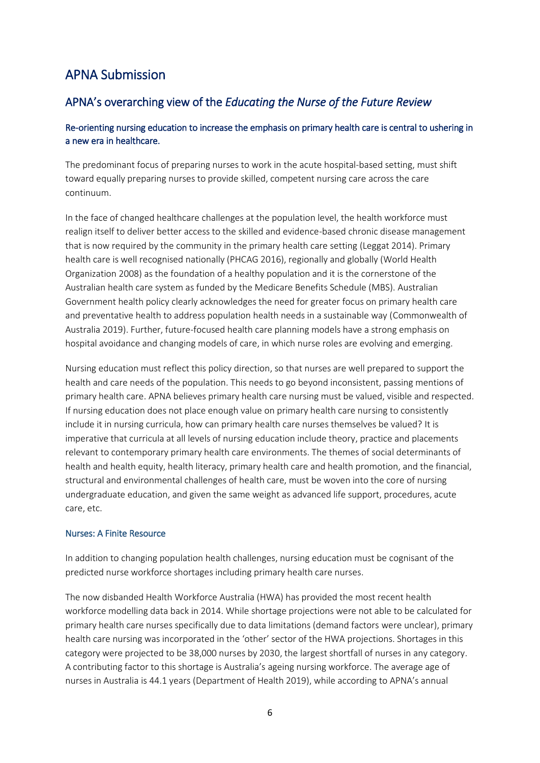# APNA Submission

## APNA's overarching view of the *Educating the Nurse of the Future Review*

### Re-orienting nursing education to increase the emphasis on primary health care is central to ushering in a new era in healthcare.

The predominant focus of preparing nurses to work in the acute hospital-based setting, must shift toward equally preparing nurses to provide skilled, competent nursing care across the care continuum.

In the face of changed healthcare challenges at the population level, the health workforce must realign itself to deliver better access to the skilled and evidence-based chronic disease management that is now required by the community in the primary health care setting (Leggat 2014). Primary health care is well recognised nationally (PHCAG 2016), regionally and globally (World Health Organization 2008) as the foundation of a healthy population and it is the cornerstone of the Australian health care system as funded by the Medicare Benefits Schedule (MBS). Australian Government health policy clearly acknowledges the need for greater focus on primary health care and preventative health to address population health needs in a sustainable way (Commonwealth of Australia 2019). Further, future-focused health care planning models have a strong emphasis on hospital avoidance and changing models of care, in which nurse roles are evolving and emerging.

Nursing education must reflect this policy direction, so that nurses are well prepared to support the health and care needs of the population. This needs to go beyond inconsistent, passing mentions of primary health care. APNA believes primary health care nursing must be valued, visible and respected. If nursing education does not place enough value on primary health care nursing to consistently include it in nursing curricula, how can primary health care nurses themselves be valued? It is imperative that curricula at all levels of nursing education include theory, practice and placements relevant to contemporary primary health care environments. The themes of social determinants of health and health equity, health literacy, primary health care and health promotion, and the financial, structural and environmental challenges of health care, must be woven into the core of nursing undergraduate education, and given the same weight as advanced life support, procedures, acute care, etc.

#### Nurses: A Finite Resource

In addition to changing population health challenges, nursing education must be cognisant of the predicted nurse workforce shortages including primary health care nurses.

The now disbanded Health Workforce Australia (HWA) has provided the most recent health workforce modelling data back in 2014. While shortage projections were not able to be calculated for primary health care nurses specifically due to data limitations (demand factors were unclear), primary health care nursing was incorporated in the 'other' sector of the HWA projections. Shortages in this category were projected to be 38,000 nurses by 2030, the largest shortfall of nurses in any category. A contributing factor to this shortage is Australia's ageing nursing workforce. The average age of nurses in Australia is 44.1 years (Department of Health 2019), while according to APNA's annual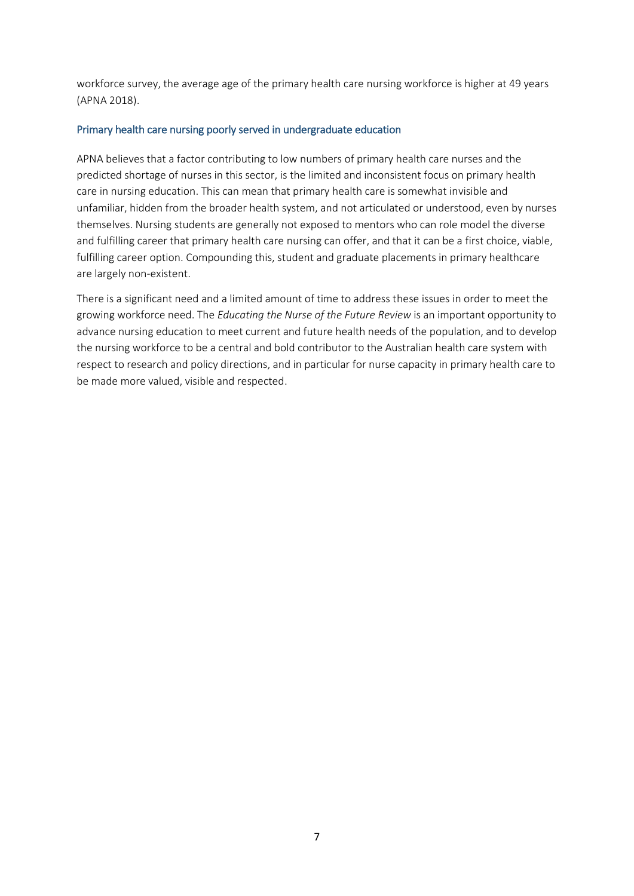workforce survey, the average age of the primary health care nursing workforce is higher at 49 years (APNA 2018).

### Primary health care nursing poorly served in undergraduate education

APNA believes that a factor contributing to low numbers of primary health care nurses and the predicted shortage of nurses in this sector, is the limited and inconsistent focus on primary health care in nursing education. This can mean that primary health care is somewhat invisible and unfamiliar, hidden from the broader health system, and not articulated or understood, even by nurses themselves. Nursing students are generally not exposed to mentors who can role model the diverse and fulfilling career that primary health care nursing can offer, and that it can be a first choice, viable, fulfilling career option. Compounding this, student and graduate placements in primary healthcare are largely non-existent.

There is a significant need and a limited amount of time to address these issues in order to meet the growing workforce need. The *Educating the Nurse of the Future Review* is an important opportunity to advance nursing education to meet current and future health needs of the population, and to develop the nursing workforce to be a central and bold contributor to the Australian health care system with respect to research and policy directions, and in particular for nurse capacity in primary health care to be made more valued, visible and respected.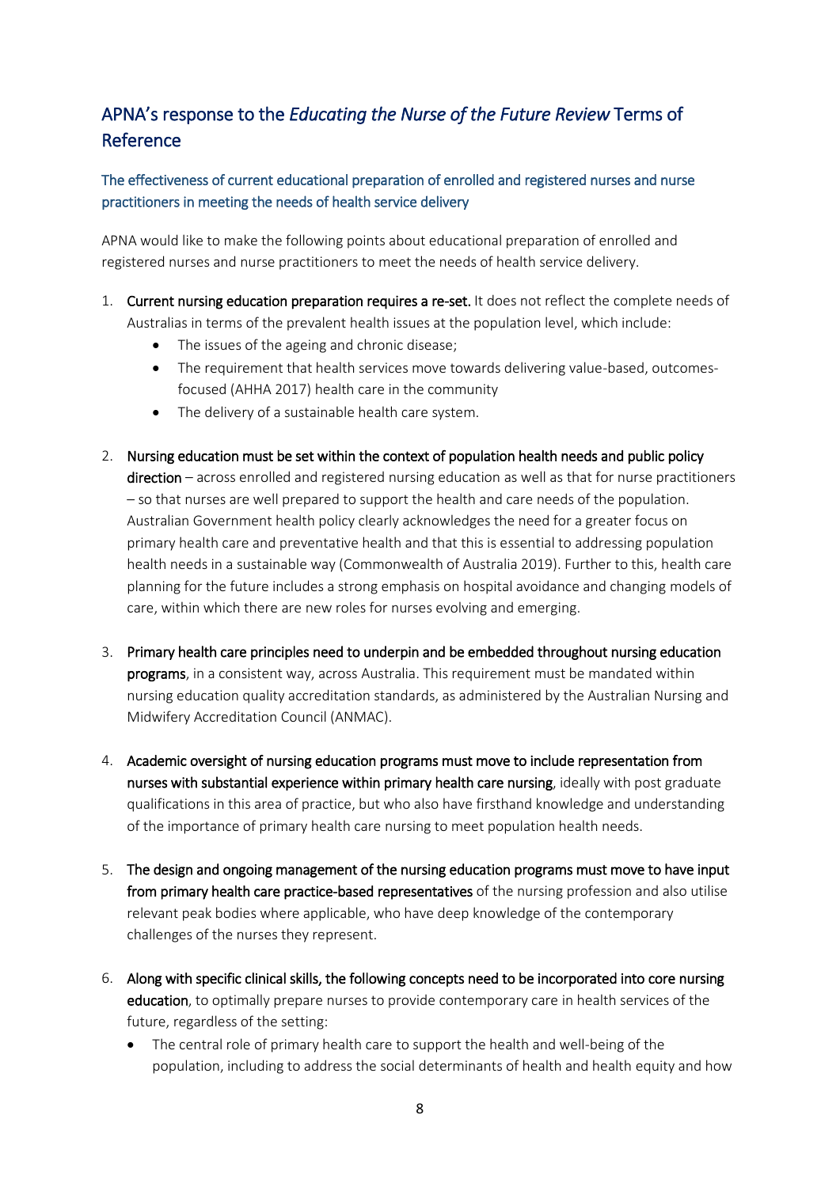## APNA's response to the *Educating the Nurse of the Future Review* Terms of Reference

### The effectiveness of current educational preparation of enrolled and registered nurses and nurse practitioners in meeting the needs of health service delivery

APNA would like to make the following points about educational preparation of enrolled and registered nurses and nurse practitioners to meet the needs of health service delivery.

1. **Current nursing education preparation requires a re-set.** It does not reflect the complete needs of Australias in terms of the prevalent health issues at the population level, which include:
   - The issues of the ageing and chronic disease;
   - The requirement that health services move towards delivering value-based, outcomes-focused (AHHA 2017) health care in the community
   - The delivery of a sustainable health care system.

2. **Nursing education must be set within the context of population health needs and public policy direction** – across enrolled and registered nursing education as well as that for nurse practitioners – so that nurses are well prepared to support the health and care needs of the population. Australian Government health policy clearly acknowledges the need for a greater focus on primary health care and preventative health and that this is essential to addressing population health needs in a sustainable way (Commonwealth of Australia 2019). Further to this, health care planning for the future includes a strong emphasis on hospital avoidance and changing models of care, within which there are new roles for nurses evolving and emerging.

3. **Primary health care principles need to underpin and be embedded throughout nursing education programs**, in a consistent way, across Australia. This requirement must be mandated within nursing education quality accreditation standards, as administered by the Australian Nursing and Midwifery Accreditation Council (ANMAC).

4. **Academic oversight of nursing education programs must move to include representation from nurses with substantial experience within primary health care nursing**, ideally with post graduate qualifications in this area of practice, but who also have firsthand knowledge and understanding of the importance of primary health care nursing to meet population health needs.

5. **The design and ongoing management of the nursing education programs must move to have input from primary health care practice-based representatives** of the nursing profession and also utilise relevant peak bodies where applicable, who have deep knowledge of the contemporary challenges of the nurses they represent.

6. **Along with specific clinical skills, the following concepts need to be incorporated into core nursing education**, to optimally prepare nurses to provide contemporary care in health services of the future, regardless of the setting:
   - The central role of primary health care to support the health and well-being of the population, including to address the social determinants of health and health equity and how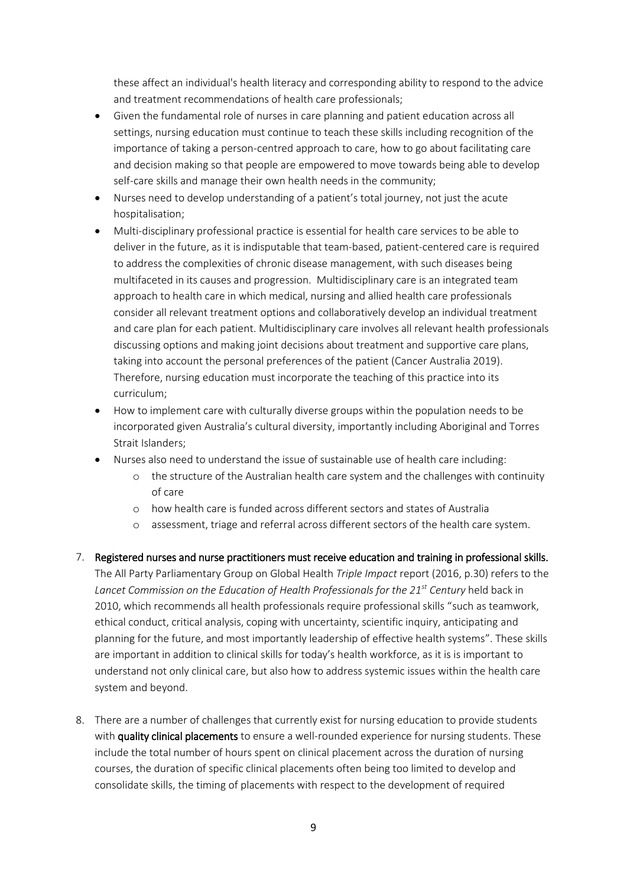these affect an individual's health literacy and corresponding ability to respond to the advice and treatment recommendations of health care professionals;

- Given the fundamental role of nurses in care planning and patient education across all settings, nursing education must continue to teach these skills including recognition of the importance of taking a person-centred approach to care, how to go about facilitating care and decision making so that people are empowered to move towards being able to develop self-care skills and manage their own health needs in the community;
- Nurses need to develop understanding of a patient's total journey, not just the acute hospitalisation;
- Multi-disciplinary professional practice is essential for health care services to be able to deliver in the future, as it is indisputable that team-based, patient-centered care is required to address the complexities of chronic disease management, with such diseases being multifaceted in its causes and progression. Multidisciplinary care is an integrated team approach to health care in which medical, nursing and allied health care professionals consider all relevant treatment options and collaboratively develop an individual treatment and care plan for each patient. Multidisciplinary care involves all relevant health professionals discussing options and making joint decisions about treatment and supportive care plans, taking into account the personal preferences of the patient (Cancer Australia 2019). Therefore, nursing education must incorporate the teaching of this practice into its curriculum;
- How to implement care with culturally diverse groups within the population needs to be incorporated given Australia's cultural diversity, importantly including Aboriginal and Torres Strait Islanders;
- Nurses also need to understand the issue of sustainable use of health care including:
    - the structure of the Australian health care system and the challenges with continuity of care
    - how health care is funded across different sectors and states of Australia
    - assessment, triage and referral across different sectors of the health care system.

7. **Registered nurses and nurse practitioners must receive education and training in professional skills.** The All Party Parliamentary Group on Global Health *Triple Impact* report (2016, p.30) refers to the *Lancet Commission on the Education of Health Professionals for the 21st Century* held back in 2010, which recommends all health professionals require professional skills "such as teamwork, ethical conduct, critical analysis, coping with uncertainty, scientific inquiry, anticipating and planning for the future, and most importantly leadership of effective health systems". These skills are important in addition to clinical skills for today's health workforce, as it is is important to understand not only clinical care, but also how to address systemic issues within the health care system and beyond.

8. There are a number of challenges that currently exist for nursing education to provide students with **quality clinical placements** to ensure a well-rounded experience for nursing students. These include the total number of hours spent on clinical placement across the duration of nursing courses, the duration of specific clinical placements often being too limited to develop and consolidate skills, the timing of placements with respect to the development of required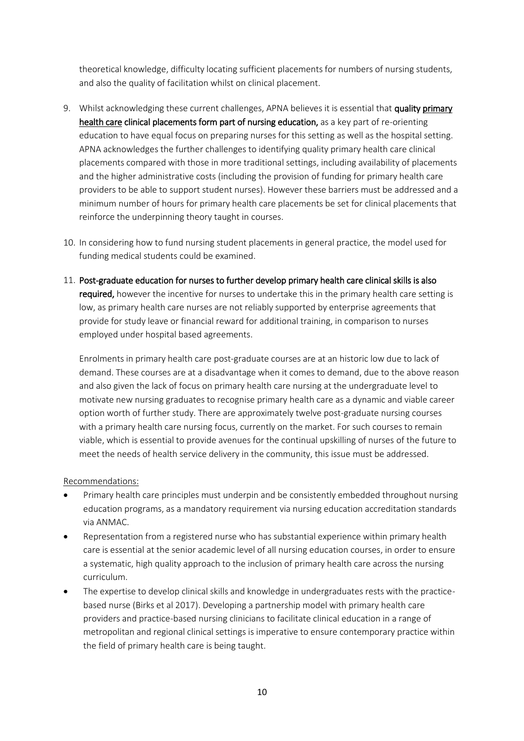theoretical knowledge, difficulty locating sufficient placements for numbers of nursing students, and also the quality of facilitation whilst on clinical placement.

9. Whilst acknowledging these current challenges, APNA believes it is essential that **quality primary health care clinical placements form part of nursing education,** as a key part of re-orienting education to have equal focus on preparing nurses for this setting as well as the hospital setting. APNA acknowledges the further challenges to identifying quality primary health care clinical placements compared with those in more traditional settings, including availability of placements and the higher administrative costs (including the provision of funding for primary health care providers to be able to support student nurses). However these barriers must be addressed and a minimum number of hours for primary health care placements be set for clinical placements that reinforce the underpinning theory taught in courses.

10. In considering how to fund nursing student placements in general practice, the model used for funding medical students could be examined.

11. **Post-graduate education for nurses to further develop primary health care clinical skills is also required,** however the incentive for nurses to undertake this in the primary health care setting is low, as primary health care nurses are not reliably supported by enterprise agreements that provide for study leave or financial reward for additional training, in comparison to nurses employed under hospital based agreements.

    Enrolments in primary health care post-graduate courses are at an historic low due to lack of demand. These courses are at a disadvantage when it comes to demand, due to the above reason and also given the lack of focus on primary health care nursing at the undergraduate level to motivate new nursing graduates to recognise primary health care as a dynamic and viable career option worth of further study. There are approximately twelve post-graduate nursing courses with a primary health care nursing focus, currently on the market. For such courses to remain viable, which is essential to provide avenues for the continual upskilling of nurses of the future to meet the needs of health service delivery in the community, this issue must be addressed.

Recommendations:

- Primary health care principles must underpin and be consistently embedded throughout nursing education programs, as a mandatory requirement via nursing education accreditation standards via ANMAC.
- Representation from a registered nurse who has substantial experience within primary health care is essential at the senior academic level of all nursing education courses, in order to ensure a systematic, high quality approach to the inclusion of primary health care across the nursing curriculum.
- The expertise to develop clinical skills and knowledge in undergraduates rests with the practice-based nurse (Birks et al 2017). Developing a partnership model with primary health care providers and practice-based nursing clinicians to facilitate clinical education in a range of metropolitan and regional clinical settings is imperative to ensure contemporary practice within the field of primary health care is being taught.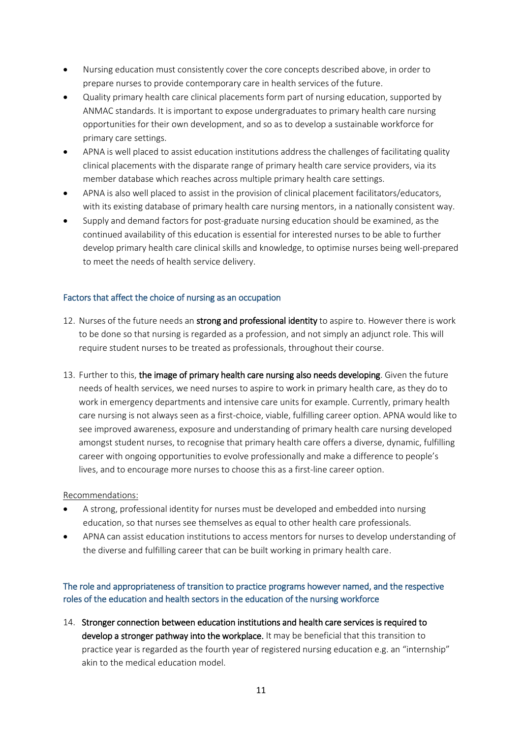- Nursing education must consistently cover the core concepts described above, in order to prepare nurses to provide contemporary care in health services of the future.
- Quality primary health care clinical placements form part of nursing education, supported by ANMAC standards. It is important to expose undergraduates to primary health care nursing opportunities for their own development, and so as to develop a sustainable workforce for primary care settings.
- APNA is well placed to assist education institutions address the challenges of facilitating quality clinical placements with the disparate range of primary health care service providers, via its member database which reaches across multiple primary health care settings.
- APNA is also well placed to assist in the provision of clinical placement facilitators/educators, with its existing database of primary health care nursing mentors, in a nationally consistent way.
- Supply and demand factors for post-graduate nursing education should be examined, as the continued availability of this education is essential for interested nurses to be able to further develop primary health care clinical skills and knowledge, to optimise nurses being well-prepared to meet the needs of health service delivery.

## Factors that affect the choice of nursing as an occupation

12. Nurses of the future needs an **strong and professional identity** to aspire to. However there is work to be done so that nursing is regarded as a profession, and not simply an adjunct role. This will require student nurses to be treated as professionals, throughout their course.

13. Further to this, **the image of primary health care nursing also needs developing**. Given the future needs of health services, we need nurses to aspire to work in primary health care, as they do to work in emergency departments and intensive care units for example. Currently, primary health care nursing is not always seen as a first-choice, viable, fulfilling career option. APNA would like to see improved awareness, exposure and understanding of primary health care nursing developed amongst student nurses, to recognise that primary health care offers a diverse, dynamic, fulfilling career with ongoing opportunities to evolve professionally and make a difference to people's lives, and to encourage more nurses to choose this as a first-line career option.

Recommendations:

- A strong, professional identity for nurses must be developed and embedded into nursing education, so that nurses see themselves as equal to other health care professionals.
- APNA can assist education institutions to access mentors for nurses to develop understanding of the diverse and fulfilling career that can be built working in primary health care.

## The role and appropriateness of transition to practice programs however named, and the respective roles of the education and health sectors in the education of the nursing workforce

14. **Stronger connection between education institutions and health care services is required to develop a stronger pathway into the workplace.** It may be beneficial that this transition to practice year is regarded as the fourth year of registered nursing education e.g. an "internship" akin to the medical education model.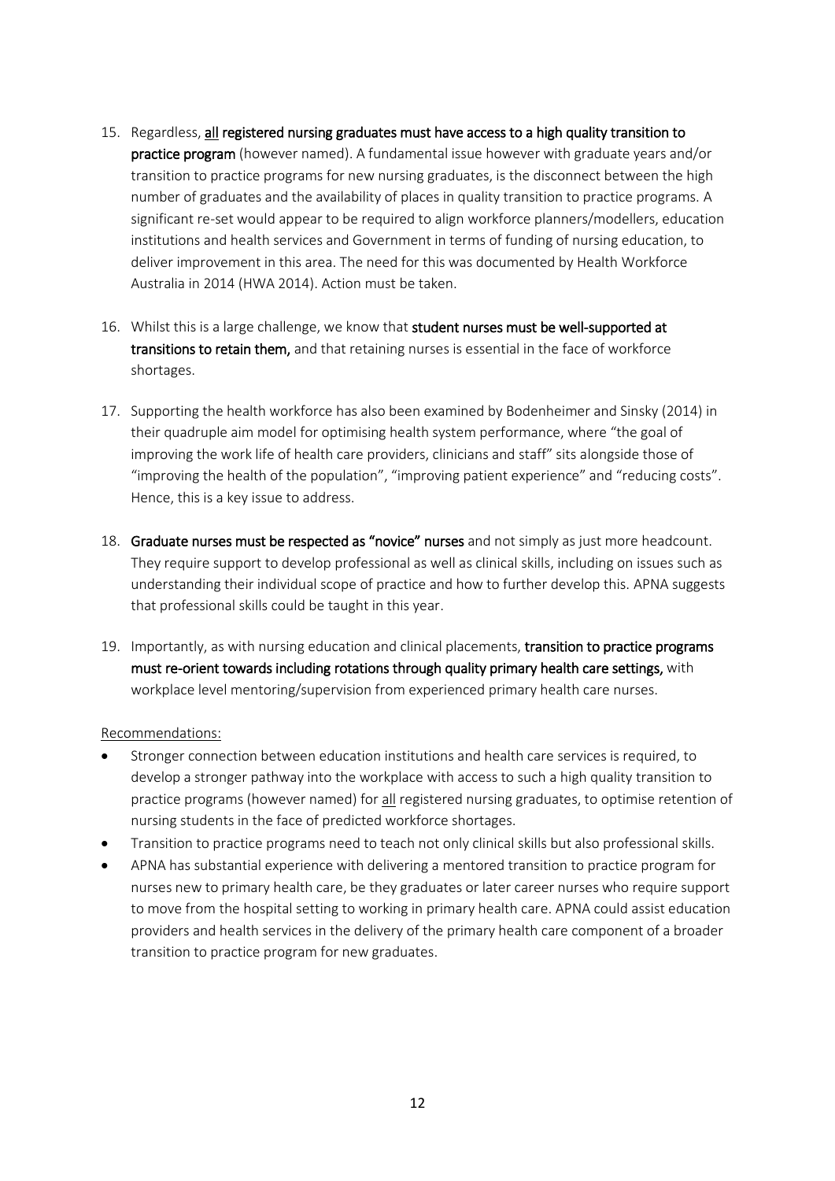15. Regardless, **all registered nursing graduates must have access to a high quality transition to practice program** (however named). A fundamental issue however with graduate years and/or transition to practice programs for new nursing graduates, is the disconnect between the high number of graduates and the availability of places in quality transition to practice programs. A significant re-set would appear to be required to align workforce planners/modellers, education institutions and health services and Government in terms of funding of nursing education, to deliver improvement in this area. The need for this was documented by Health Workforce Australia in 2014 (HWA 2014). Action must be taken.

16. Whilst this is a large challenge, we know that **student nurses must be well-supported at transitions to retain them,** and that retaining nurses is essential in the face of workforce shortages.

17. Supporting the health workforce has also been examined by Bodenheimer and Sinsky (2014) in their quadruple aim model for optimising health system performance, where "the goal of improving the work life of health care providers, clinicians and staff" sits alongside those of "improving the health of the population", "improving patient experience" and "reducing costs". Hence, this is a key issue to address.

18. **Graduate nurses must be respected as "novice" nurses** and not simply as just more headcount. They require support to develop professional as well as clinical skills, including on issues such as understanding their individual scope of practice and how to further develop this. APNA suggests that professional skills could be taught in this year.

19. Importantly, as with nursing education and clinical placements, **transition to practice programs must re-orient towards including rotations through quality primary health care settings,** with workplace level mentoring/supervision from experienced primary health care nurses.

Recommendations:

- Stronger connection between education institutions and health care services is required, to develop a stronger pathway into the workplace with access to such a high quality transition to practice programs (however named) for all registered nursing graduates, to optimise retention of nursing students in the face of predicted workforce shortages.
- Transition to practice programs need to teach not only clinical skills but also professional skills.
- APNA has substantial experience with delivering a mentored transition to practice program for nurses new to primary health care, be they graduates or later career nurses who require support to move from the hospital setting to working in primary health care. APNA could assist education providers and health services in the delivery of the primary health care component of a broader transition to practice program for new graduates.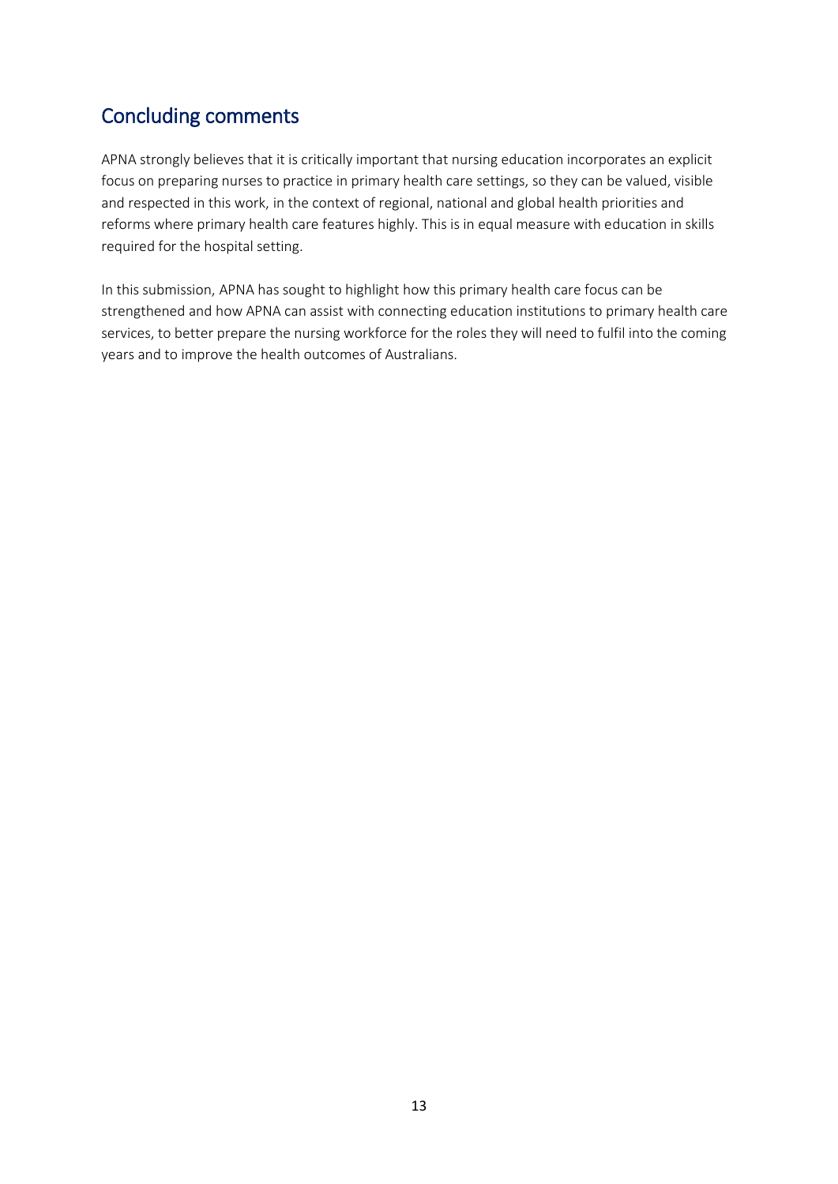## Concluding comments

APNA strongly believes that it is critically important that nursing education incorporates an explicit focus on preparing nurses to practice in primary health care settings, so they can be valued, visible and respected in this work, in the context of regional, national and global health priorities and reforms where primary health care features highly. This is in equal measure with education in skills required for the hospital setting.

In this submission, APNA has sought to highlight how this primary health care focus can be strengthened and how APNA can assist with connecting education institutions to primary health care services, to better prepare the nursing workforce for the roles they will need to fulfil into the coming years and to improve the health outcomes of Australians.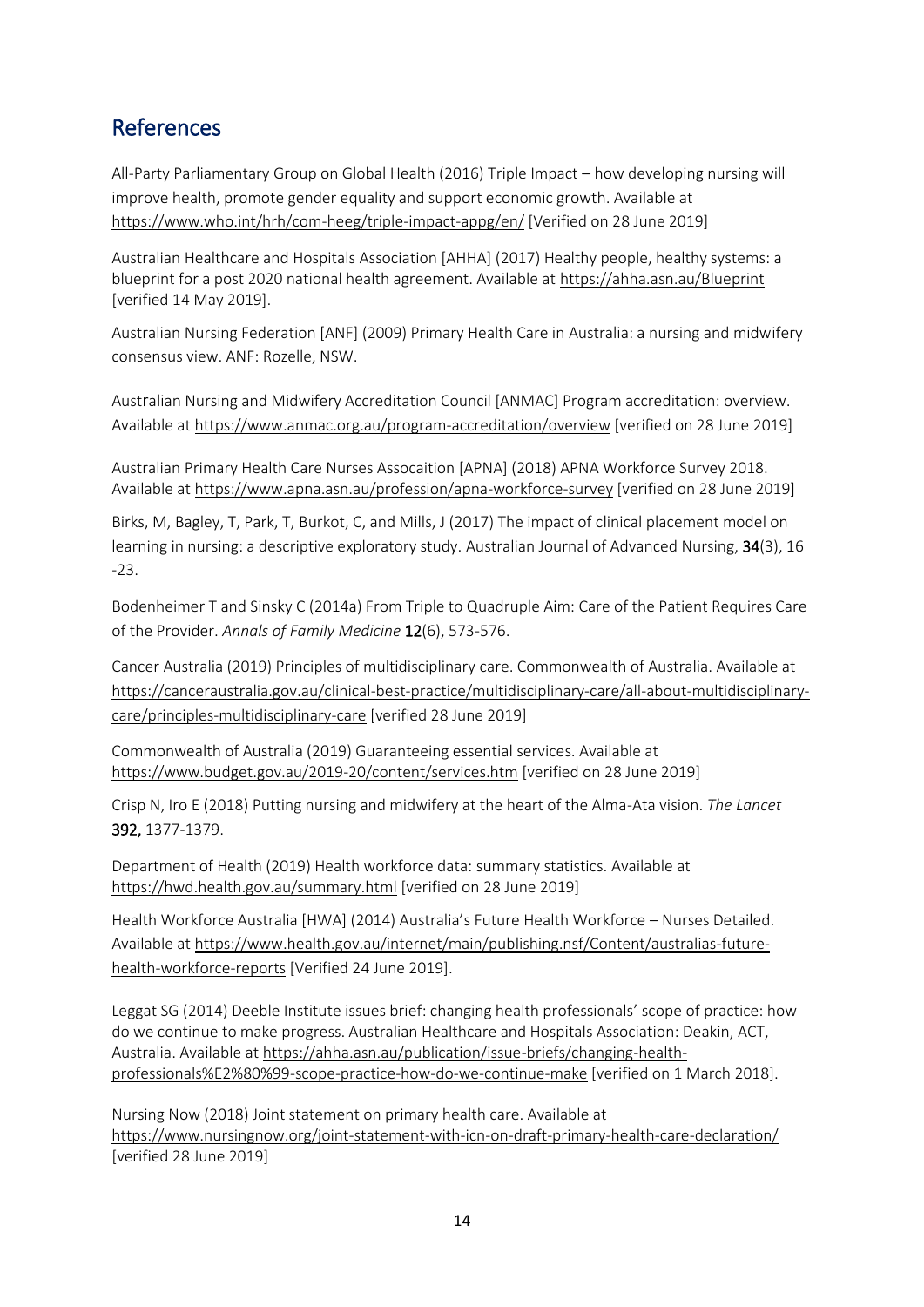## References

All-Party Parliamentary Group on Global Health (2016) Triple Impact – how developing nursing will improve health, promote gender equality and support economic growth. Available at https://www.who.int/hrh/com-heeg/triple-impact-appg/en/ [Verified on 28 June 2019]

Australian Healthcare and Hospitals Association [AHHA] (2017) Healthy people, healthy systems: a blueprint for a post 2020 national health agreement. Available at https://ahha.asn.au/Blueprint [verified 14 May 2019].

Australian Nursing Federation [ANF] (2009) Primary Health Care in Australia: a nursing and midwifery consensus view. ANF: Rozelle, NSW.

Australian Nursing and Midwifery Accreditation Council [ANMAC] Program accreditation: overview. Available at https://www.anmac.org.au/program-accreditation/overview [verified on 28 June 2019]

Australian Primary Health Care Nurses Assocaition [APNA] (2018) APNA Workforce Survey 2018. Available at https://www.apna.asn.au/profession/apna-workforce-survey [verified on 28 June 2019]

Birks, M, Bagley, T, Park, T, Burkot, C, and Mills, J (2017) The impact of clinical placement model on learning in nursing: a descriptive exploratory study. Australian Journal of Advanced Nursing, **34**(3), 16 -23.

Bodenheimer T and Sinsky C (2014a) From Triple to Quadruple Aim: Care of the Patient Requires Care of the Provider. *Annals of Family Medicine* **12**(6), 573-576.

Cancer Australia (2019) Principles of multidisciplinary care. Commonwealth of Australia. Available at https://canceraustralia.gov.au/clinical-best-practice/multidisciplinary-care/all-about-multidisciplinary-care/principles-multidisciplinary-care [verified 28 June 2019]

Commonwealth of Australia (2019) Guaranteeing essential services. Available at https://www.budget.gov.au/2019-20/content/services.htm [verified on 28 June 2019]

Crisp N, Iro E (2018) Putting nursing and midwifery at the heart of the Alma-Ata vision. *The Lancet* **392,** 1377-1379.

Department of Health (2019) Health workforce data: summary statistics. Available at https://hwd.health.gov.au/summary.html [verified on 28 June 2019]

Health Workforce Australia [HWA] (2014) Australia's Future Health Workforce – Nurses Detailed. Available at https://www.health.gov.au/internet/main/publishing.nsf/Content/australias-future-health-workforce-reports [Verified 24 June 2019].

Leggat SG (2014) Deeble Institute issues brief: changing health professionals' scope of practice: how do we continue to make progress. Australian Healthcare and Hospitals Association: Deakin, ACT, Australia. Available at https://ahha.asn.au/publication/issue-briefs/changing-health-professionals%E2%80%99-scope-practice-how-do-we-continue-make [verified on 1 March 2018].

Nursing Now (2018) Joint statement on primary health care. Available at https://www.nursingnow.org/joint-statement-with-icn-on-draft-primary-health-care-declaration/ [verified 28 June 2019]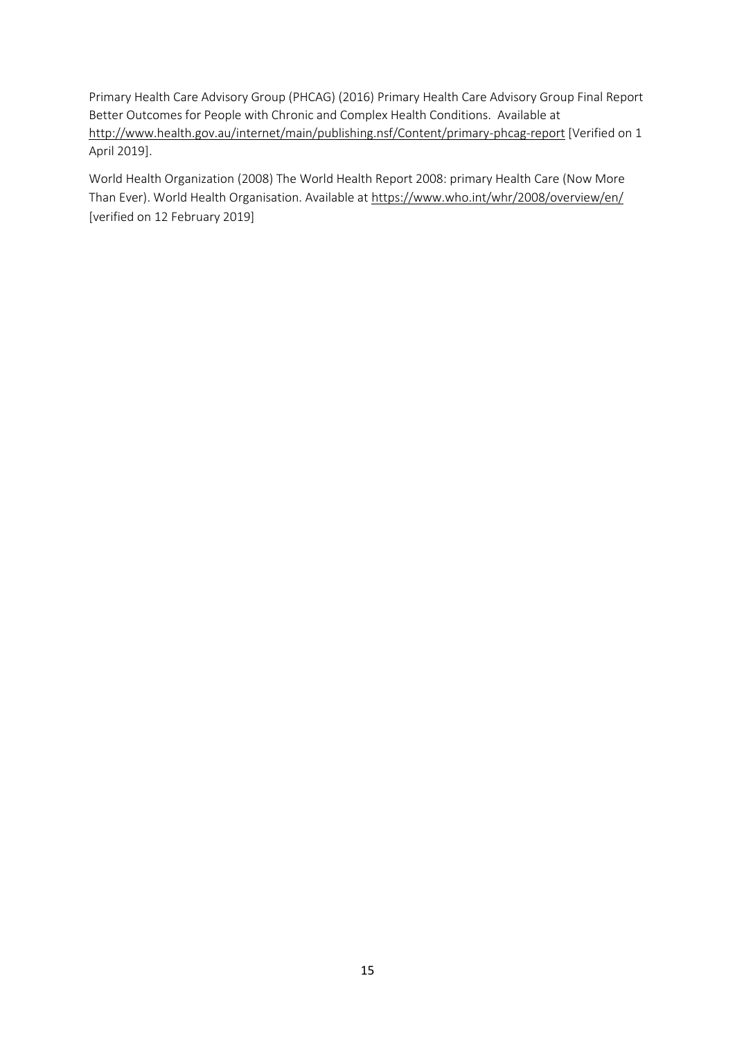Primary Health Care Advisory Group (PHCAG) (2016) Primary Health Care Advisory Group Final Report Better Outcomes for People with Chronic and Complex Health Conditions. Available at http://www.health.gov.au/internet/main/publishing.nsf/Content/primary-phcag-report [Verified on 1 April 2019].

World Health Organization (2008) The World Health Report 2008: primary Health Care (Now More Than Ever). World Health Organisation. Available at https://www.who.int/whr/2008/overview/en/ [verified on 12 February 2019]